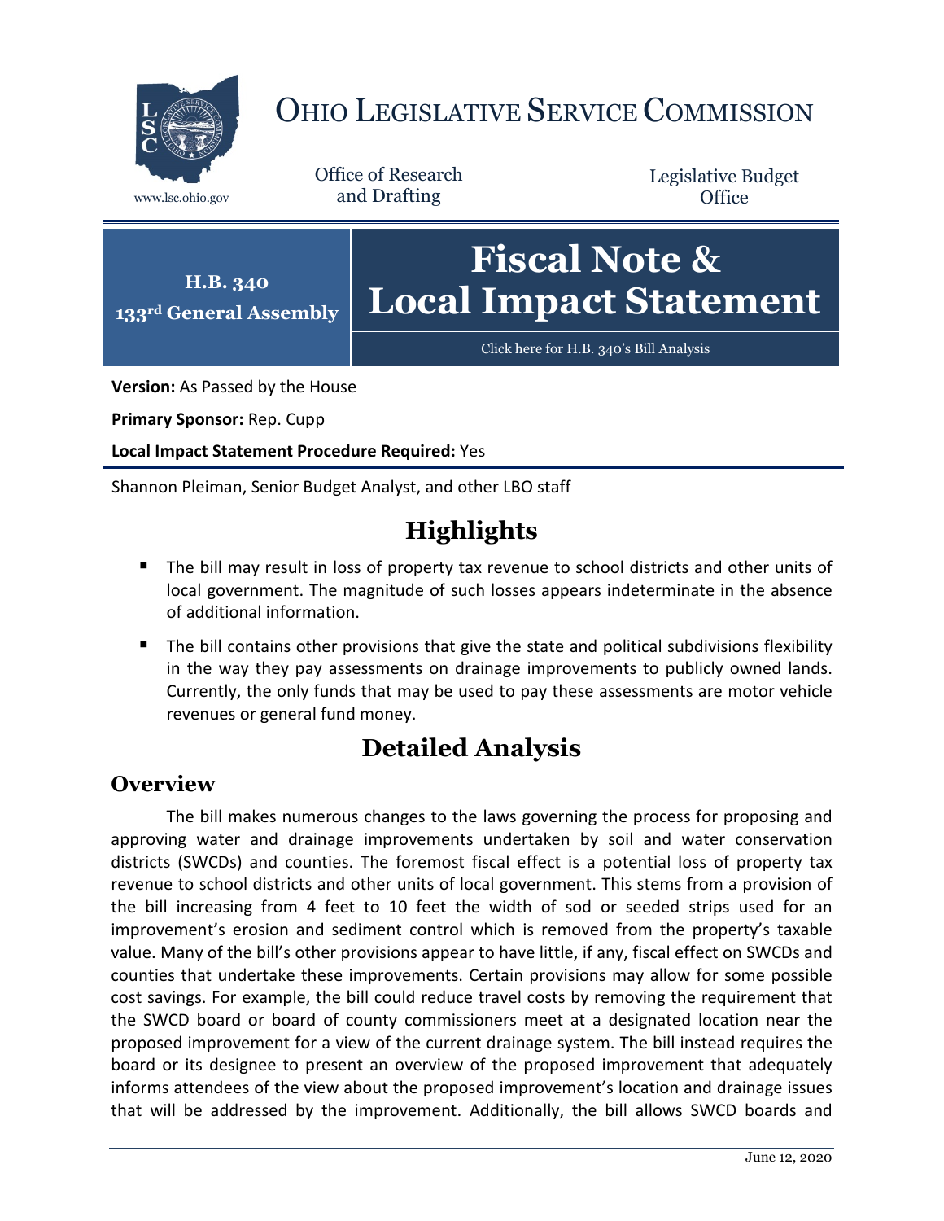# OHIO LEGISLATIVE SERVICE COMMISSION

www.lsc.ohio.gov

Office of Research and Drafting

Legislative Budget Office

**H.B. 340**
**133rd General Assembly**

# Fiscal Note & Local Impact Statement

Click here for H.B. 340's Bill Analysis

**Version:** As Passed by the House

**Primary Sponsor:** Rep. Cupp

**Local Impact Statement Procedure Required:** Yes

Shannon Pleiman, Senior Budget Analyst, and other LBO staff

## Highlights

- The bill may result in loss of property tax revenue to school districts and other units of local government. The magnitude of such losses appears indeterminate in the absence of additional information.
- The bill contains other provisions that give the state and political subdivisions flexibility in the way they pay assessments on drainage improvements to publicly owned lands. Currently, the only funds that may be used to pay these assessments are motor vehicle revenues or general fund money.

## Detailed Analysis

### Overview

The bill makes numerous changes to the laws governing the process for proposing and approving water and drainage improvements undertaken by soil and water conservation districts (SWCDs) and counties. The foremost fiscal effect is a potential loss of property tax revenue to school districts and other units of local government. This stems from a provision of the bill increasing from 4 feet to 10 feet the width of sod or seeded strips used for an improvement's erosion and sediment control which is removed from the property's taxable value. Many of the bill's other provisions appear to have little, if any, fiscal effect on SWCDs and counties that undertake these improvements. Certain provisions may allow for some possible cost savings. For example, the bill could reduce travel costs by removing the requirement that the SWCD board or board of county commissioners meet at a designated location near the proposed improvement for a view of the current drainage system. The bill instead requires the board or its designee to present an overview of the proposed improvement that adequately informs attendees of the view about the proposed improvement's location and drainage issues that will be addressed by the improvement. Additionally, the bill allows SWCD boards and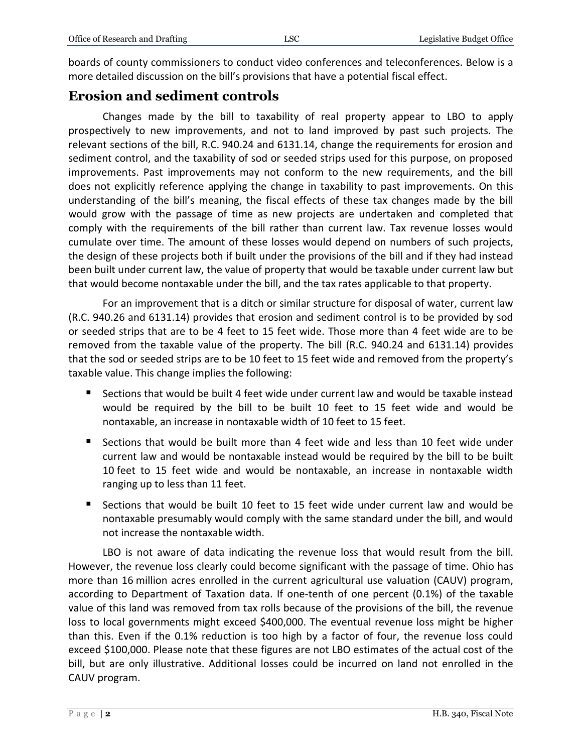boards of county commissioners to conduct video conferences and teleconferences. Below is a more detailed discussion on the bill's provisions that have a potential fiscal effect.

## Erosion and sediment controls

Changes made by the bill to taxability of real property appear to LBO to apply prospectively to new improvements, and not to land improved by past such projects. The relevant sections of the bill, R.C. 940.24 and 6131.14, change the requirements for erosion and sediment control, and the taxability of sod or seeded strips used for this purpose, on proposed improvements. Past improvements may not conform to the new requirements, and the bill does not explicitly reference applying the change in taxability to past improvements. On this understanding of the bill's meaning, the fiscal effects of these tax changes made by the bill would grow with the passage of time as new projects are undertaken and completed that comply with the requirements of the bill rather than current law. Tax revenue losses would cumulate over time. The amount of these losses would depend on numbers of such projects, the design of these projects both if built under the provisions of the bill and if they had instead been built under current law, the value of property that would be taxable under current law but that would become nontaxable under the bill, and the tax rates applicable to that property.

For an improvement that is a ditch or similar structure for disposal of water, current law (R.C. 940.26 and 6131.14) provides that erosion and sediment control is to be provided by sod or seeded strips that are to be 4 feet to 15 feet wide. Those more than 4 feet wide are to be removed from the taxable value of the property. The bill (R.C. 940.24 and 6131.14) provides that the sod or seeded strips are to be 10 feet to 15 feet wide and removed from the property's taxable value. This change implies the following:

- Sections that would be built 4 feet wide under current law and would be taxable instead would be required by the bill to be built 10 feet to 15 feet wide and would be nontaxable, an increase in nontaxable width of 10 feet to 15 feet.
- Sections that would be built more than 4 feet wide and less than 10 feet wide under current law and would be nontaxable instead would be required by the bill to be built 10 feet to 15 feet wide and would be nontaxable, an increase in nontaxable width ranging up to less than 11 feet.
- Sections that would be built 10 feet to 15 feet wide under current law and would be nontaxable presumably would comply with the same standard under the bill, and would not increase the nontaxable width.

LBO is not aware of data indicating the revenue loss that would result from the bill. However, the revenue loss clearly could become significant with the passage of time. Ohio has more than 16 million acres enrolled in the current agricultural use valuation (CAUV) program, according to Department of Taxation data. If one-tenth of one percent (0.1%) of the taxable value of this land was removed from tax rolls because of the provisions of the bill, the revenue loss to local governments might exceed $400,000. The eventual revenue loss might be higher than this. Even if the 0.1% reduction is too high by a factor of four, the revenue loss could exceed $100,000. Please note that these figures are not LBO estimates of the actual cost of the bill, but are only illustrative. Additional losses could be incurred on land not enrolled in the CAUV program.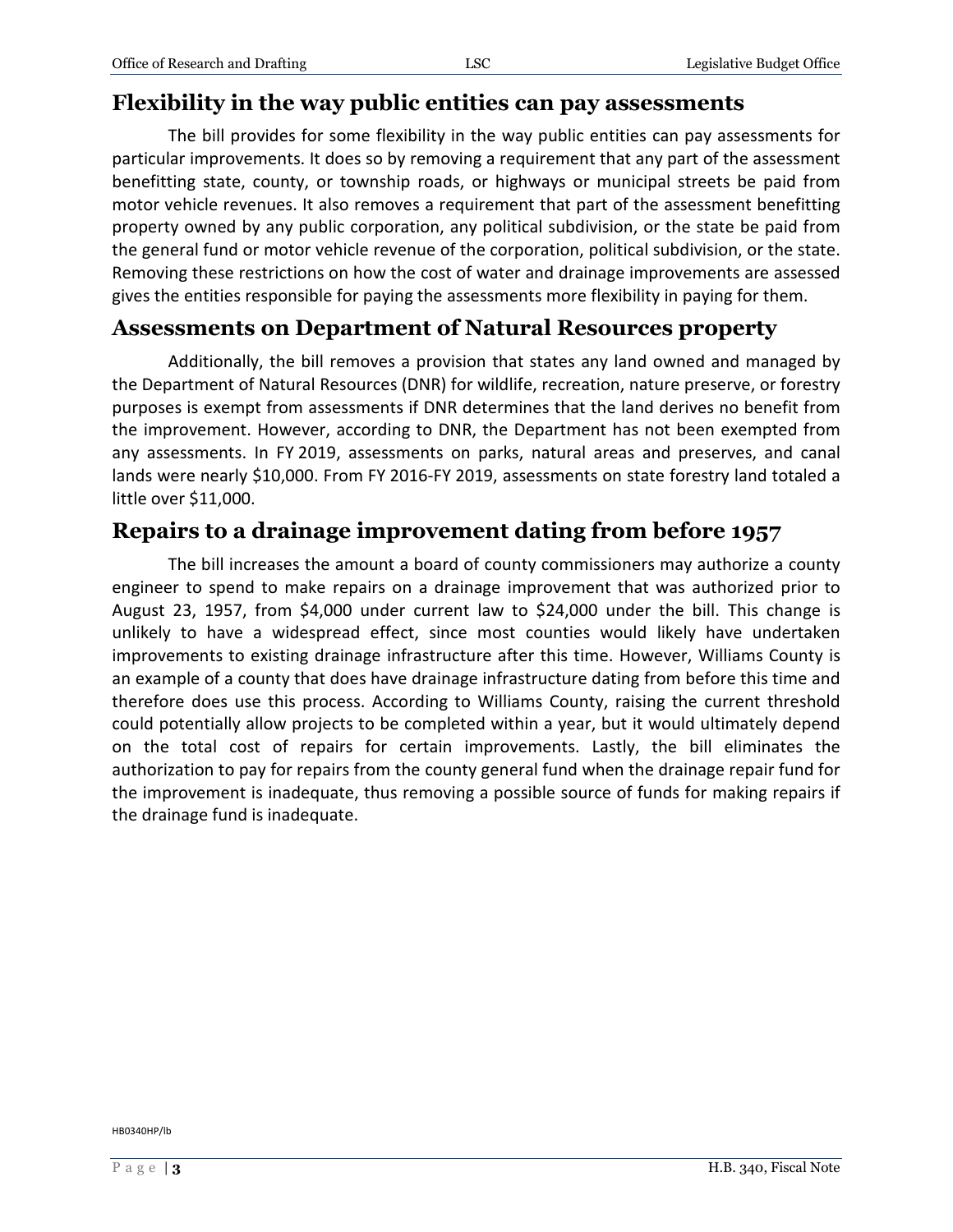## Flexibility in the way public entities can pay assessments

The bill provides for some flexibility in the way public entities can pay assessments for particular improvements. It does so by removing a requirement that any part of the assessment benefitting state, county, or township roads, or highways or municipal streets be paid from motor vehicle revenues. It also removes a requirement that part of the assessment benefitting property owned by any public corporation, any political subdivision, or the state be paid from the general fund or motor vehicle revenue of the corporation, political subdivision, or the state. Removing these restrictions on how the cost of water and drainage improvements are assessed gives the entities responsible for paying the assessments more flexibility in paying for them.

## Assessments on Department of Natural Resources property

Additionally, the bill removes a provision that states any land owned and managed by the Department of Natural Resources (DNR) for wildlife, recreation, nature preserve, or forestry purposes is exempt from assessments if DNR determines that the land derives no benefit from the improvement. However, according to DNR, the Department has not been exempted from any assessments. In FY 2019, assessments on parks, natural areas and preserves, and canal lands were nearly $10,000. From FY 2016-FY 2019, assessments on state forestry land totaled a little over $11,000.

## Repairs to a drainage improvement dating from before 1957

The bill increases the amount a board of county commissioners may authorize a county engineer to spend to make repairs on a drainage improvement that was authorized prior to August 23, 1957, from $4,000 under current law to $24,000 under the bill. This change is unlikely to have a widespread effect, since most counties would likely have undertaken improvements to existing drainage infrastructure after this time. However, Williams County is an example of a county that does have drainage infrastructure dating from before this time and therefore does use this process. According to Williams County, raising the current threshold could potentially allow projects to be completed within a year, but it would ultimately depend on the total cost of repairs for certain improvements. Lastly, the bill eliminates the authorization to pay for repairs from the county general fund when the drainage repair fund for the improvement is inadequate, thus removing a possible source of funds for making repairs if the drainage fund is inadequate.

HB0340HP/lb